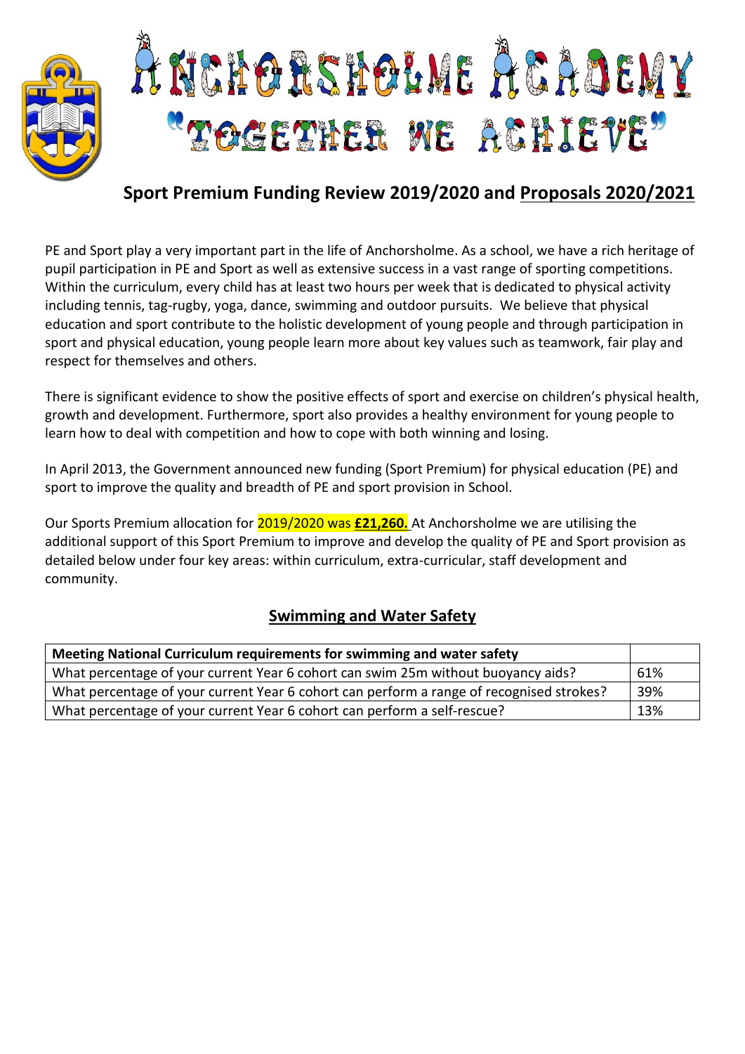# Anchorsholme Academy

"Together We Achieve"

## Sport Premium Funding Review 2019/2020 and Proposals 2020/2021

PE and Sport play a very important part in the life of Anchorsholme. As a school, we have a rich heritage of pupil participation in PE and Sport as well as extensive success in a vast range of sporting competitions. Within the curriculum, every child has at least two hours per week that is dedicated to physical activity including tennis, tag-rugby, yoga, dance, swimming and outdoor pursuits. We believe that physical education and sport contribute to the holistic development of young people and through participation in sport and physical education, young people learn more about key values such as teamwork, fair play and respect for themselves and others.

There is significant evidence to show the positive effects of sport and exercise on children's physical health, growth and development. Furthermore, sport also provides a healthy environment for young people to learn how to deal with competition and how to cope with both winning and losing.

In April 2013, the Government announced new funding (Sport Premium) for physical education (PE) and sport to improve the quality and breadth of PE and sport provision in School.

Our Sports Premium allocation for 2019/2020 was **£21,260.** At Anchorsholme we are utilising the additional support of this Sport Premium to improve and develop the quality of PE and Sport provision as detailed below under four key areas: within curriculum, extra-curricular, staff development and community.

### Swimming and Water Safety

| Meeting National Curriculum requirements for swimming and water safety | |
|---|---|
| What percentage of your current Year 6 cohort can swim 25m without buoyancy aids? | 61% |
| What percentage of your current Year 6 cohort can perform a range of recognised strokes? | 39% |
| What percentage of your current Year 6 cohort can perform a self-rescue? | 13% |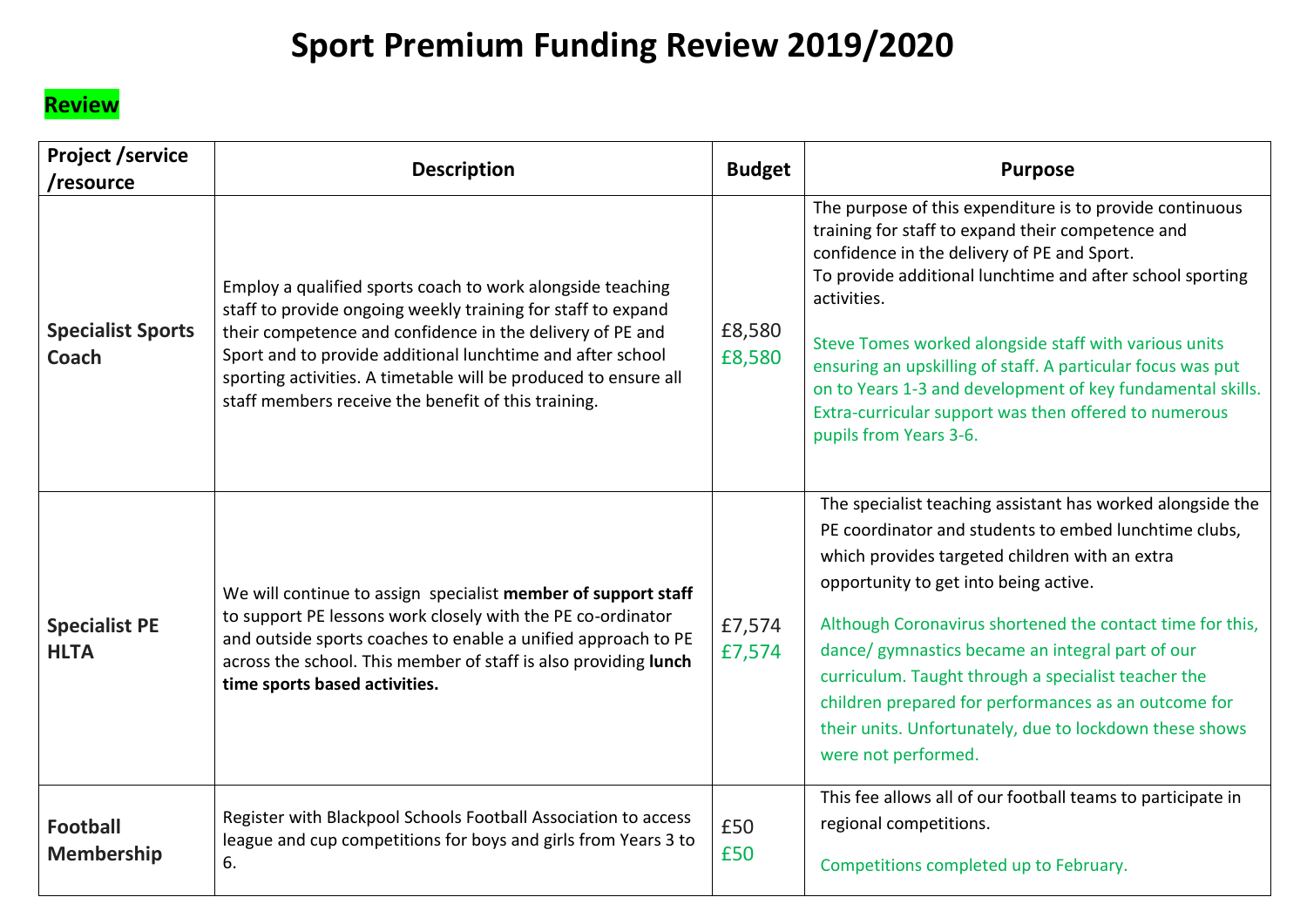# Sport Premium Funding Review 2019/2020

**Review**

| Project /service /resource | Description | Budget | Purpose |
|---|---|---|---|
| **Specialist Sports Coach** | Employ a qualified sports coach to work alongside teaching staff to provide ongoing weekly training for staff to expand their competence and confidence in the delivery of PE and Sport and to provide additional lunchtime and after school sporting activities. A timetable will be produced to ensure all staff members receive the benefit of this training. | £8,580<br>£8,580 | The purpose of this expenditure is to provide continuous training for staff to expand their competence and confidence in the delivery of PE and Sport.<br>To provide additional lunchtime and after school sporting activities.<br><br>Steve Tomes worked alongside staff with various units ensuring an upskilling of staff. A particular focus was put on to Years 1-3 and development of key fundamental skills. Extra-curricular support was then offered to numerous pupils from Years 3-6. |
| **Specialist PE HLTA** | We will continue to assign specialist **member of support staff** to support PE lessons work closely with the PE co-ordinator and outside sports coaches to enable a unified approach to PE across the school. This member of staff is also providing **lunch time sports based activities.** | £7,574<br>£7,574 | The specialist teaching assistant has worked alongside the PE coordinator and students to embed lunchtime clubs, which provides targeted children with an extra opportunity to get into being active.<br><br>Although Coronavirus shortened the contact time for this, dance/ gymnastics became an integral part of our curriculum. Taught through a specialist teacher the children prepared for performances as an outcome for their units. Unfortunately, due to lockdown these shows were not performed. |
| **Football Membership** | Register with Blackpool Schools Football Association to access league and cup competitions for boys and girls from Years 3 to 6. | £50<br>£50 | This fee allows all of our football teams to participate in regional competitions.<br><br>Competitions completed up to February. |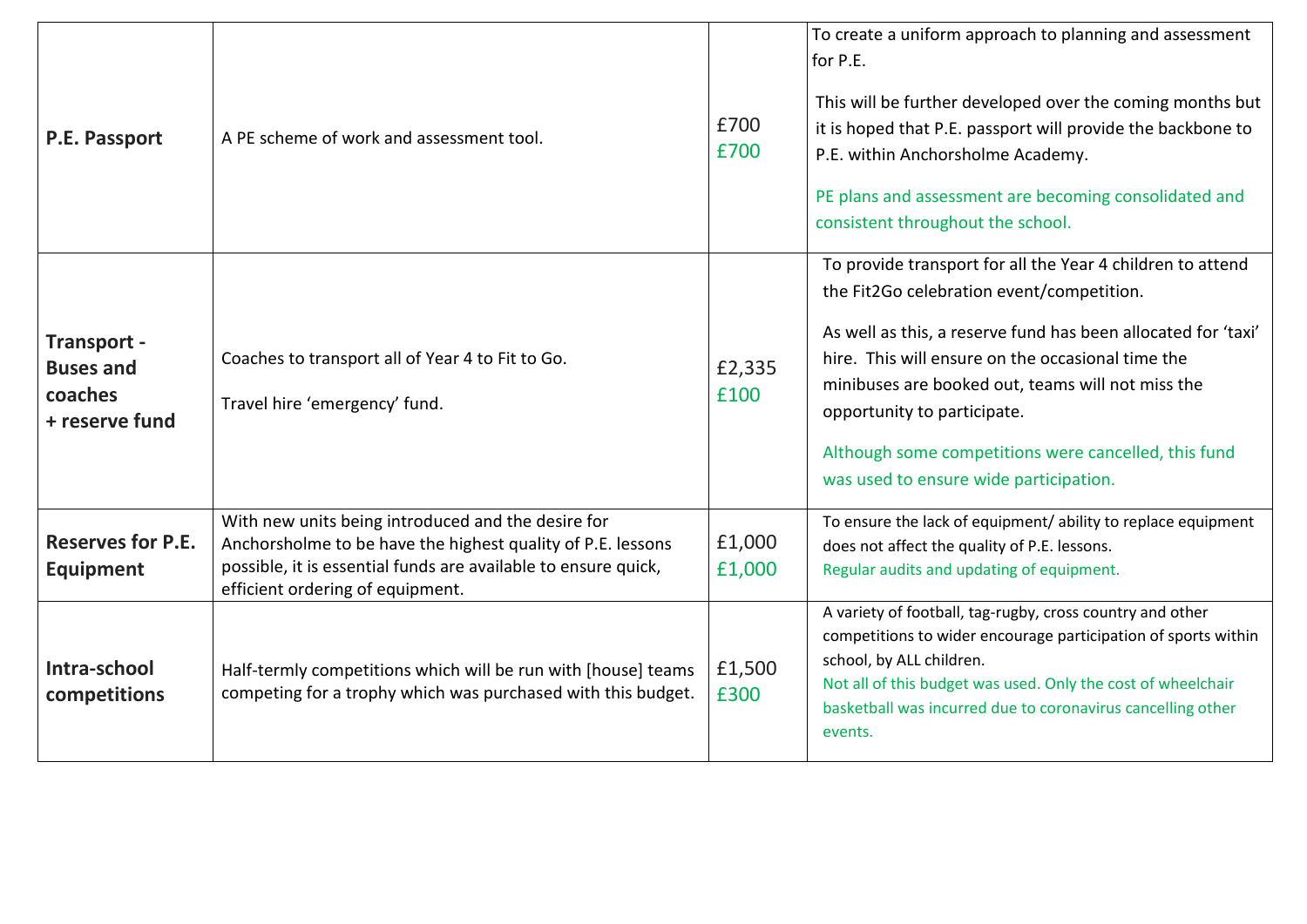| | | | |
|---|---|---|---|
| **P.E. Passport** | A PE scheme of work and assessment tool. | £700<br>£700 | To create a uniform approach to planning and assessment for P.E.<br><br>This will be further developed over the coming months but it is hoped that P.E. passport will provide the backbone to P.E. within Anchorsholme Academy.<br><br>PE plans and assessment are becoming consolidated and consistent throughout the school. |
| **Transport - Buses and coaches + reserve fund** | Coaches to transport all of Year 4 to Fit to Go.<br><br>Travel hire 'emergency' fund. | £2,335<br>£100 | To provide transport for all the Year 4 children to attend the Fit2Go celebration event/competition.<br><br>As well as this, a reserve fund has been allocated for 'taxi' hire. This will ensure on the occasional time the minibuses are booked out, teams will not miss the opportunity to participate.<br><br>Although some competitions were cancelled, this fund was used to ensure wide participation. |
| **Reserves for P.E. Equipment** | With new units being introduced and the desire for Anchorsholme to be have the highest quality of P.E. lessons possible, it is essential funds are available to ensure quick, efficient ordering of equipment. | £1,000<br>£1,000 | To ensure the lack of equipment/ ability to replace equipment does not affect the quality of P.E. lessons.<br>Regular audits and updating of equipment. |
| **Intra-school competitions** | Half-termly competitions which will be run with [house] teams competing for a trophy which was purchased with this budget. | £1,500<br>£300 | A variety of football, tag-rugby, cross country and other competitions to wider encourage participation of sports within school, by ALL children.<br>Not all of this budget was used. Only the cost of wheelchair basketball was incurred due to coronavirus cancelling other events. |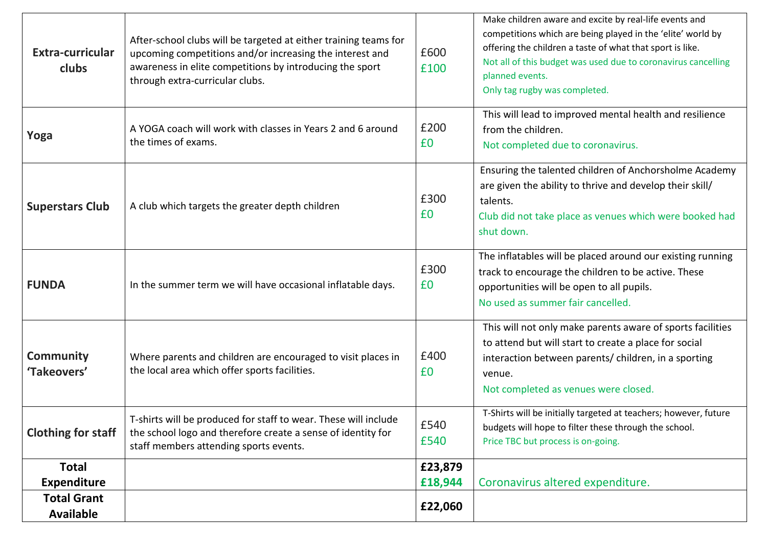| | | | |
|---|---|---|---|
| **Extra-curricular clubs** | After-school clubs will be targeted at either training teams for upcoming competitions and/or increasing the interest and awareness in elite competitions by introducing the sport through extra-curricular clubs. | £600<br>£100 | Make children aware and excite by real-life events and competitions which are being played in the 'elite' world by offering the children a taste of what that sport is like.<br>Not all of this budget was used due to coronavirus cancelling planned events.<br>Only tag rugby was completed. |
| **Yoga** | A YOGA coach will work with classes in Years 2 and 6 around the times of exams. | £200<br>£0 | This will lead to improved mental health and resilience from the children.<br>Not completed due to coronavirus. |
| **Superstars Club** | A club which targets the greater depth children | £300<br>£0 | Ensuring the talented children of Anchorsholme Academy are given the ability to thrive and develop their skill/ talents.<br>Club did not take place as venues which were booked had shut down. |
| **FUNDA** | In the summer term we will have occasional inflatable days. | £300<br>£0 | The inflatables will be placed around our existing running track to encourage the children to be active. These opportunities will be open to all pupils.<br>No used as summer fair cancelled. |
| **Community 'Takeovers'** | Where parents and children are encouraged to visit places in the local area which offer sports facilities. | £400<br>£0 | This will not only make parents aware of sports facilities to attend but will start to create a place for social interaction between parents/ children, in a sporting venue.<br>Not completed as venues were closed. |
| **Clothing for staff** | T-shirts will be produced for staff to wear. These will include the school logo and therefore create a sense of identity for staff members attending sports events. | £540<br>£540 | T-Shirts will be initially targeted at teachers; however, future budgets will hope to filter these through the school.<br>Price TBC but process is on-going. |
| **Total Expenditure** | | **£23,879**<br>**£18,944** | Coronavirus altered expenditure. |
| **Total Grant Available** | | **£22,060** | |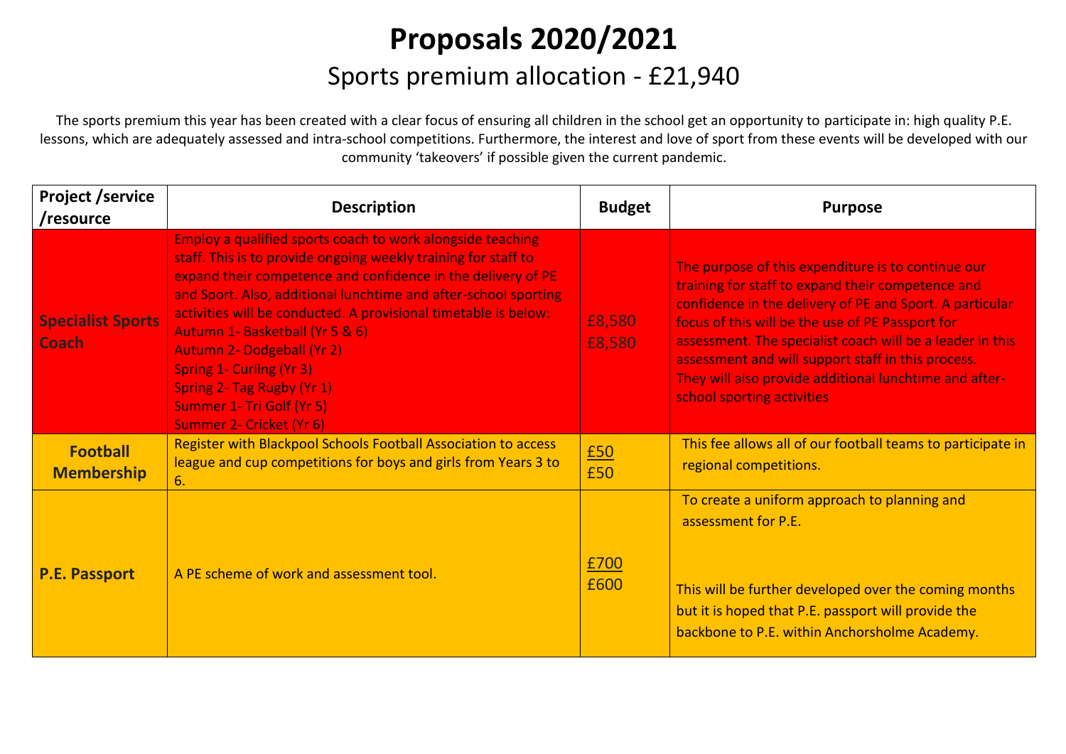# Proposals 2020/2021

## Sports premium allocation - £21,940

The sports premium this year has been created with a clear focus of ensuring all children in the school get an opportunity to participate in: high quality P.E. lessons, which are adequately assessed and intra-school competitions. Furthermore, the interest and love of sport from these events will be developed with our community 'takeovers' if possible given the current pandemic.

| Project /service /resource | Description | Budget | Purpose |
|---|---|---|---|
| **Specialist Sports Coach** | Employ a qualified sports coach to work alongside teaching staff. This is to provide ongoing weekly training for staff to expand their competence and confidence in the delivery of PE and Sport. Also, additional lunchtime and after-school sporting activities will be conducted. A provisional timetable is below:<br>Autumn 1- Basketball (Yr 5 & 6)<br>Autumn 2- Dodgeball (Yr 2)<br>Spring 1- Curling (Yr 3)<br>Spring 2- Tag Rugby (Yr 1)<br>Summer 1- Tri Golf (Yr 5)<br>Summer 2- Cricket (Yr 6) | £8,580<br>£8,580 | The purpose of this expenditure is to continue our training for staff to expand their competence and confidence in the delivery of PE and Sport. A particular focus of this will be the use of PE Passport for assessment. The specialist coach will be a leader in this assessment and will support staff in this process. They will also provide additional lunchtime and after-school sporting activities |
| **Football Membership** | Register with Blackpool Schools Football Association to access league and cup competitions for boys and girls from Years 3 to 6. | £50<br>£50 | This fee allows all of our football teams to participate in regional competitions. |
| **P.E. Passport** | A PE scheme of work and assessment tool. | £700<br>£600 | To create a uniform approach to planning and assessment for P.E.<br><br>This will be further developed over the coming months but it is hoped that P.E. passport will provide the backbone to P.E. within Anchorsholme Academy. |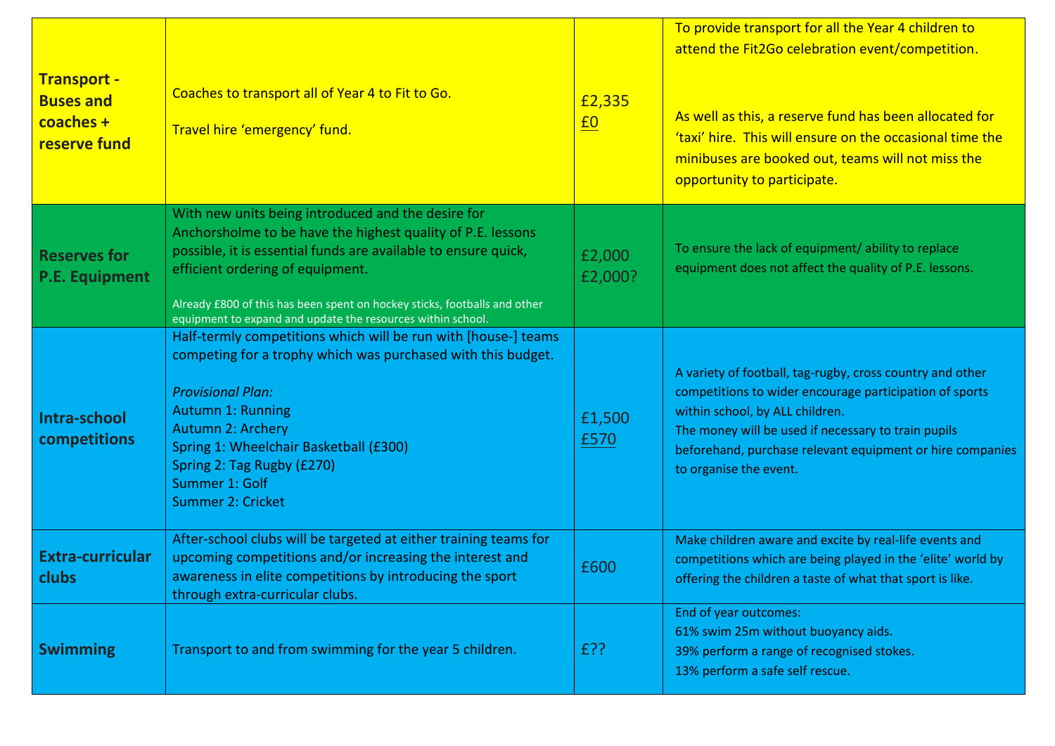| | | | |
|---|---|---|---|
| **Transport - Buses and coaches + reserve fund** | Coaches to transport all of Year 4 to Fit to Go.<br><br>Travel hire 'emergency' fund. | £2,335<br>£0 | To provide transport for all the Year 4 children to attend the Fit2Go celebration event/competition.<br><br>As well as this, a reserve fund has been allocated for 'taxi' hire. This will ensure on the occasional time the minibuses are booked out, teams will not miss the opportunity to participate. |
| **Reserves for P.E. Equipment** | With new units being introduced and the desire for Anchorsholme to be have the highest quality of P.E. lessons possible, it is essential funds are available to ensure quick, efficient ordering of equipment.<br><br>Already £800 of this has been spent on hockey sticks, footballs and other equipment to expand and update the resources within school. | £2,000<br>£2,000? | To ensure the lack of equipment/ ability to replace equipment does not affect the quality of P.E. lessons. |
| **Intra-school competitions** | Half-termly competitions which will be run with [house-] teams competing for a trophy which was purchased with this budget.<br><br>*Provisional Plan:*<br>Autumn 1: Running<br>Autumn 2: Archery<br>Spring 1: Wheelchair Basketball (£300)<br>Spring 2: Tag Rugby (£270)<br>Summer 1: Golf<br>Summer 2: Cricket | £1,500<br>£570 | A variety of football, tag-rugby, cross country and other competitions to wider encourage participation of sports within school, by ALL children.<br>The money will be used if necessary to train pupils beforehand, purchase relevant equipment or hire companies to organise the event. |
| **Extra-curricular clubs** | After-school clubs will be targeted at either training teams for upcoming competitions and/or increasing the interest and awareness in elite competitions by introducing the sport through extra-curricular clubs. | £600 | Make children aware and excite by real-life events and competitions which are being played in the 'elite' world by offering the children a taste of what that sport is like. |
| **Swimming** | Transport to and from swimming for the year 5 children. | £?? | End of year outcomes:<br>61% swim 25m without buoyancy aids.<br>39% perform a range of recognised stokes.<br>13% perform a safe self rescue. |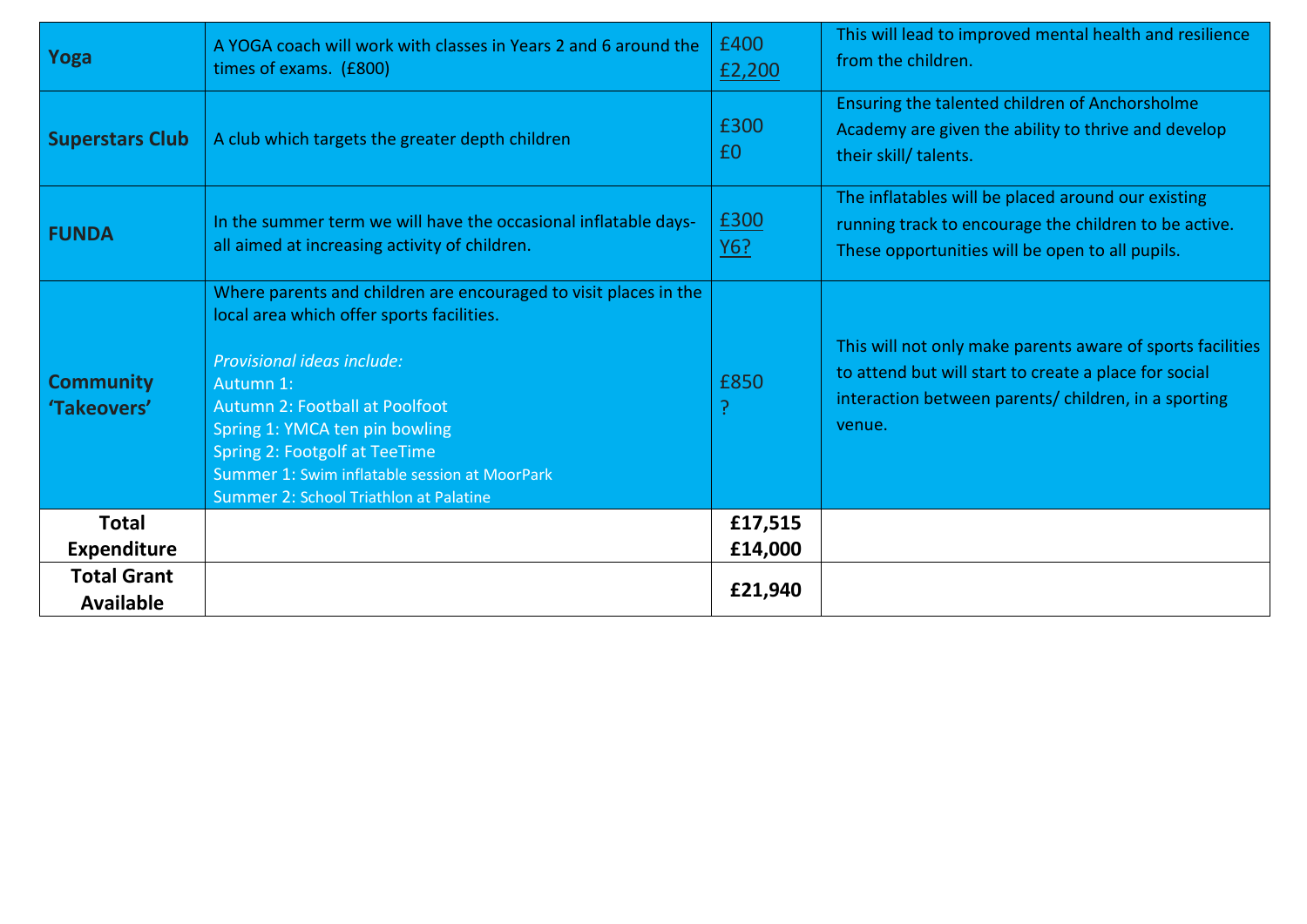| | | | |
|---|---|---|---|
| **Yoga** | A YOGA coach will work with classes in Years 2 and 6 around the times of exams. (£800) | £400<br>£2,200 | This will lead to improved mental health and resilience from the children. |
| **Superstars Club** | A club which targets the greater depth children | £300<br>£0 | Ensuring the talented children of Anchorsholme Academy are given the ability to thrive and develop their skill/ talents. |
| **FUNDA** | In the summer term we will have the occasional inflatable days- all aimed at increasing activity of children. | £300<br>Y6? | The inflatables will be placed around our existing running track to encourage the children to be active. These opportunities will be open to all pupils. |
| **Community 'Takeovers'** | Where parents and children are encouraged to visit places in the local area which offer sports facilities.<br><br>*Provisional ideas include:*<br>Autumn 1:<br>Autumn 2: Football at Poolfoot<br>Spring 1: YMCA ten pin bowling<br>Spring 2: Footgolf at TeeTime<br>Summer 1: Swim inflatable session at MoorPark<br>Summer 2: School Triathlon at Palatine | £850<br>? | This will not only make parents aware of sports facilities to attend but will start to create a place for social interaction between parents/ children, in a sporting venue. |
| **Total Expenditure** | | **£17,515**<br>**£14,000** | |
| **Total Grant Available** | | **£21,940** | |